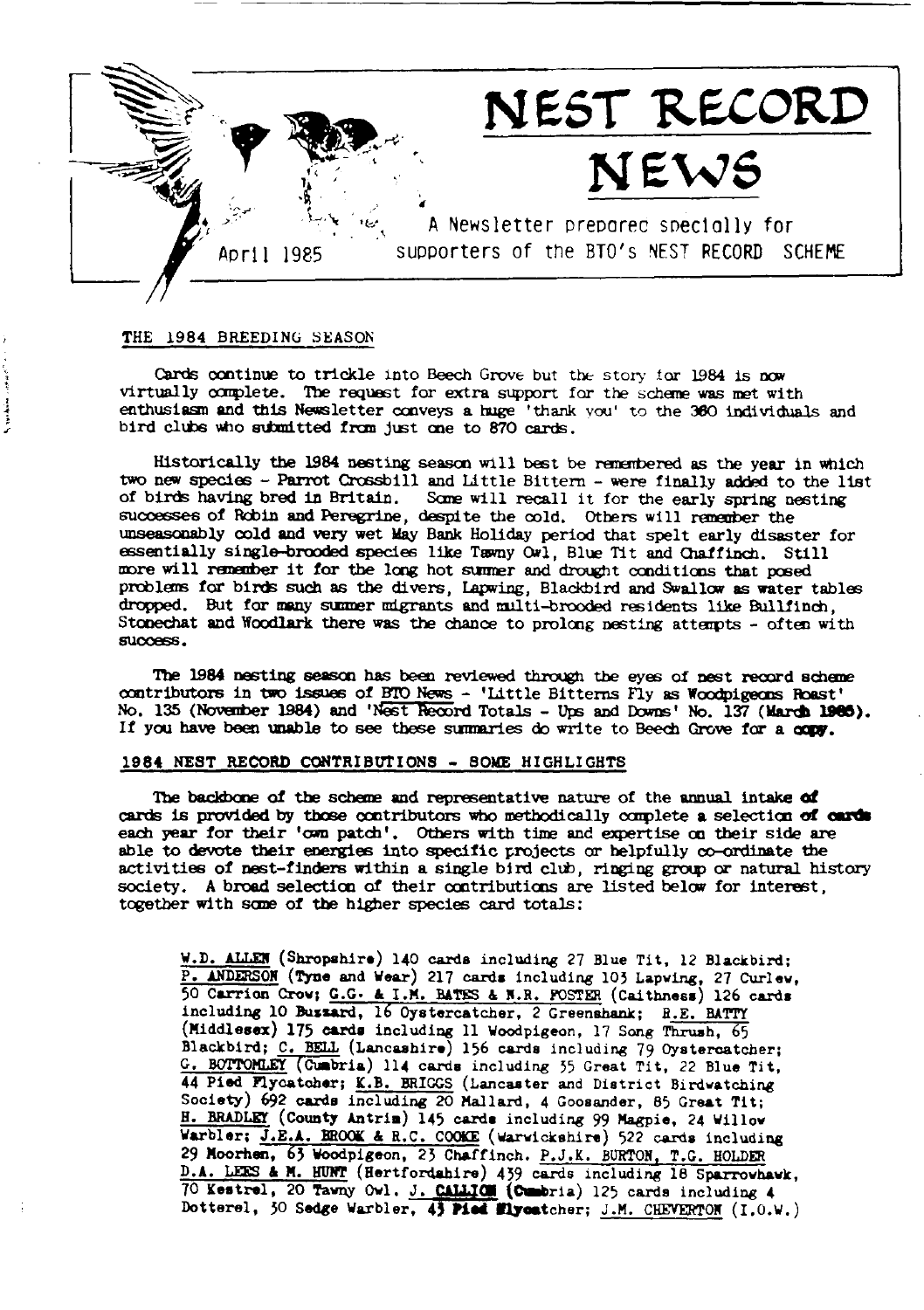# NEST RECORD NEWS

April 1985

A Newsletter prepared specially for supporters of the BTO's NEST RECORD SCHEME

## THE 1984 BREEDING SEASON

Cards continue to trickle into Beech Grove but the story for 1984 is now virtually complete. The request for extra support for the scheme was met with enthusiasm and this Newsletter conveys a huge 'thank you' to the 360 individuals and bird clubs who submitted from just one to 870 cards.

Historically the 1984 nesting season will best be remembered as the year in which two new species - Parrot Crossbill and Little Bittern - were finally added to the list of birds having bred in Britain. Some will recall it for the early spring nesting successes of Robin and Peregrine, despite the cold. Others will remember the unseasonably cold and very wet May Bank Holiday period that spelt early disaster for essentially single-brooded species like Tawny Owl, Blue Tit and Chaffinch. Still more will remember it for the long hot summer and drought conditions that posed problems for birds such as the divers, Lapwing, Blackbird and Swallow as water tables dropped. But for many summer migrants and multi-brooded residents like Bullfinch, Stonechat and Woodlark there was the chance to prolong nesting attempts - often with success.

The 1984 nesting season has been reviewed through the eyes of nest record scheme contributors in two issues of BTO News - 'Little Bitterns Fly as Woodpigeons Roast' No. 135 (November 1984) and 'Nest Record Totals - Ups and Downs' No. 137 (March 1985). If you have been unable to see these summaries do write to Beech Grove for a copy.

## 1984 NEST RECORD CONTRIBUTIONS - SOME HIGHLIGHTS

The backbone of the scheme and representative nature of the annual intake of cards is provided by those contributors who methodically complete a selection of cards each year for their 'own patch'. Others with time and expertise on their side are able to devote their energies into specific projects or helpfully co-ordinate the activities of nest-finders within a single bird club, ringing group or natural history society. A broad selection of their contributions are listed below for interest, together with some of the higher species card totals:

W.D. ALLEN (Shropshire) 140 cards including 27 Blue Tit, 12 Blackbird; P. ANDERSON (Tyne and Wear) 217 cards including 103 Lapwing, 27 Curlew, 50 Carrion Crow; G.G. & I.M. BATES & N.R. FOSTER (Caithness) 126 cards including 10 Buzzard, 16 Oystercatcher, 2 Greenshank; R.E. BATTY (Middlesex) 175 cards including 11 Woodpigeon, 17 Song Thrush, 65 Blackbird; C. BELL (Lancashire) 156 cards including 79 Oystercatcher; G. BOTTOMLEY (Cumbria) 114 cards including 35 Great Tit, 22 Blue Tit, 44 Pied Flycatcher; K.B. BRIGGS (Lancaster and District Birdwatching Society) 692 cards including 20 Mallard, 4 Goosander, 85 Great Tit; H. BRADLEY (County Antrim) 145 cards including 99 Magpie, 24 Willow Warbler; J.E.A. BROOK & R.C. COOKE (Warwickshire) 522 cards including 29 Moorhen, 63 Woodpigeon, 23 Chaffinch. P.J.K. BURTON, T.G. HOLDER D.A. LEES & M. HUNT (Hertfordshire) 439 cards including 18 Sparrowhawk, 70 Kestrel, 20 Tawny Owl. J. CALLION (Cumbria) 125 cards including 4 Dotterel, 30 Sedge Warbler, 43 Pied Flycatcher; J.M. CHEVERTON (I.O.W.)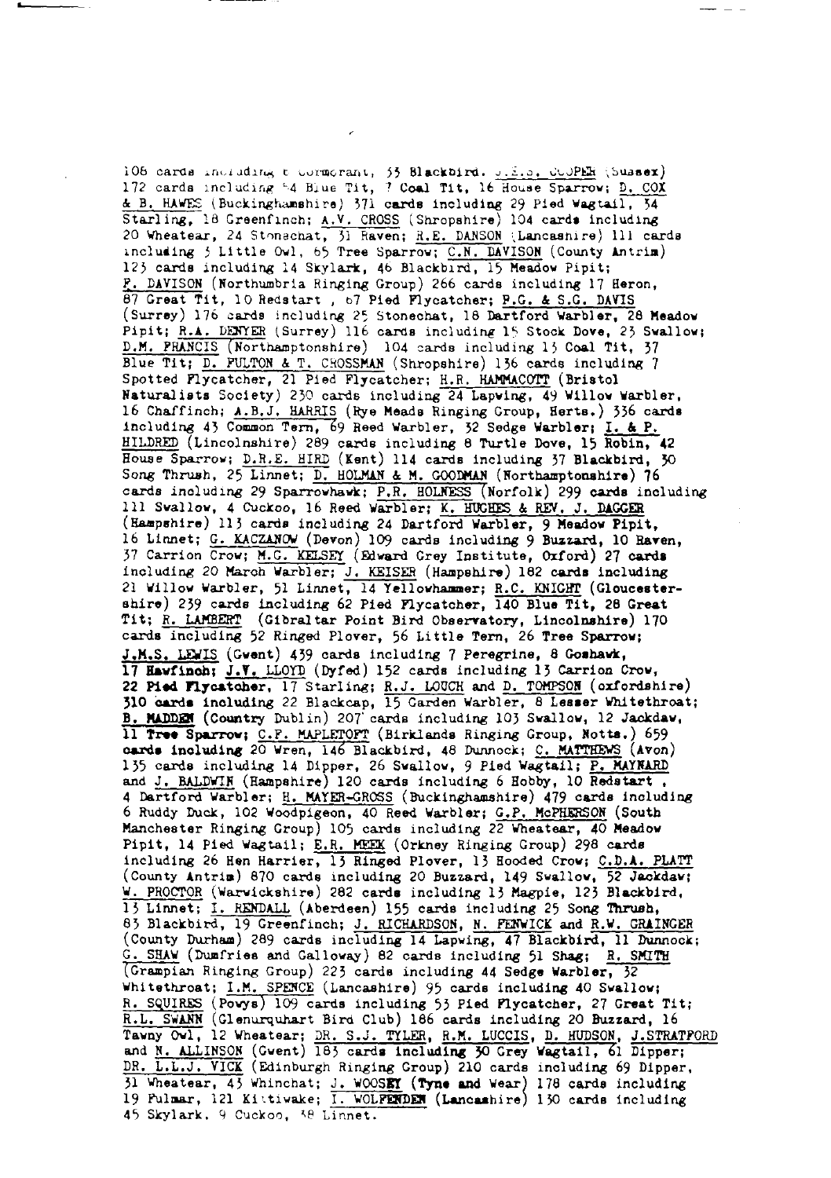106 cards including 6 Cormorant, 33 Blackbird. J.E.S. COOPER (Sussex) 172 cards including 54 Blue Tit, 7 Coal Tit, 16 House Sparrow; D. COX & B. HAWES (Buckinghamshire) 371 cards including 29 Pied Wagtail, 34 Starling, 18 Greenfinch; A.V. CROSS (Shropshire) 104 cards including 20 Wheatear, 24 Stonechat, 31 Raven; R.E. DANSON (Lancashire) 111 cards including 3 Little Owl, 65 Tree Sparrow; C.N. DAVISON (County Antrim) 123 cards including 14 Skylark, 46 Blackbird, 15 Meadow Pipit; F. DAVISON (Northumbria Ringing Group) 266 cards including 17 Heron, 87 Great Tit, 10 Redstart, 67 Pied Flycatcher; P.G. & S.G. DAVIS (Surrey) 176 cards including 25 Stonechat, 18 Dartford Warbler, 28 Meadow Pipit; R.A. DENYER (Surrey) 116 cards including 15 Stock Dove, 23 Swallow; D.M. FRANCIS (Northamptonshire) 104 cards including 13 Coal Tit, 37 Blue Tit; D. FULTON & T. CROSSMAN (Shropshire) 136 cards including 7 Spotted Flycatcher, 21 Pied Flycatcher; H.R. HAMMACOTT (Bristol Naturalists Society) 230 cards including 24 Lapwing, 49 Willow Warbler, 16 Chaffinch; A.B.J. HARRIS (Rye Meads Ringing Group, Herts.) 336 cards including 43 Common Tern, 69 Reed Warbler, 32 Sedge Warbler; I. & P. HILDRED (Lincolnshire) 289 cards including 8 Turtle Dove, 15 Robin, 42 House Sparrow; D.R.E. HIRD (Kent) 114 cards including 37 Blackbird, 30 Song Thrush, 25 Linnet; D. HOLMAN & M. GOODMAN (Northamptonshire) 76 cards including 29 Sparrowhawk; P.R. HOLNESS (Norfolk) 299 cards including 111 Swallow, 4 Cuckoo, 16 Reed Warbler; K. HUGHES & REV. J. DAGGER (Hampshire) 113 cards including 24 Dartford Warbler, 9 Meadow Pipit, 16 Linnet; G. KACZANOW (Devon) 109 cards including 9 Buzzard, 10 Raven, 37 Carrion Crow; M.G. KELSEY (Edward Grey Institute, Oxford) 27 cards including 20 Marsh Warbler; J. KEISER (Hampshire) 182 cards including 21 Willow Warbler, 51 Linnet, 14 Yellowhammer; R.C. KNIGHT (Gloucestershire) 239 cards including 62 Pied Flycatcher, 140 Blue Tit, 28 Great Tit; R. LAMBERT (Gibraltar Point Bird Observatory, Lincolnshire) 170 cards including 52 Ringed Plover, 56 Little Tern, 26 Tree Sparrow; J.M.S. LEWIS (Gwent) 439 cards including 7 Peregrine, 8 Goshawk, 17 Hawfinch; J.V. LLOYD (Dyfed) 152 cards including 13 Carrion Crow, 22 Pied Flycatcher, 17 Starling; R.J. LOUCH and D. TOMPSON (oxfordshire) 310 cards including 22 Blackcap, 15 Garden Warbler, 8 Lesser Whitethroat; B. MADDEN (Country Dublin) 207 cards including 103 Swallow, 12 Jackdaw, 11 Tree Sparrow; C.F. MAPLETOFT (Birklands Ringing Group, Notts.) 659 cards including 20 Wren, 146 Blackbird, 48 Dunnock; C. MATTHEWS (Avon) 135 cards including 14 Dipper, 26 Swallow, 9 Pied Wagtail; P. MAYNARD and J. BALDWIN (Hampshire) 120 cards including 6 Hobby, 10 Redstart, 4 Dartford Warbler; H. MAYER-GROSS (Buckinghamshire) 479 cards including 6 Ruddy Duck, 102 Woodpigeon, 40 Reed Warbler; G.P. McPHERSON (South Manchester Ringing Group) 105 cards including 22 Wheatear, 40 Meadow Pipit, 14 Pied Wagtail; E.R. MEEK (Orkney Ringing Group) 298 cards including 26 Hen Harrier, 13 Ringed Plover, 13 Hooded Crow; C.D.A. PLATT (County Antrim) 870 cards including 20 Buzzard, 149 Swallow, 52 Jackdaw; W. PROCTOR (Warwickshire) 282 cards including 13 Magpie, 123 Blackbird, 13 Linnet; I. RENDALL (Aberdeen) 155 cards including 25 Song Thrush, 83 Blackbird, 19 Greenfinch; J. RICHARDSON, N. FENWICK and R.W. GRAINGER (County Durham) 289 cards including 14 Lapwing, 47 Blackbird, 11 Dunnock; G. SHAW (Dumfries and Galloway) 82 cards including 51 Shag; R. SMITH (Grampian Ringing Group) 223 cards including 44 Sedge Warbler, 32 Whitethroat; I.M. SPENCE (Lancashire) 95 cards including 40 Swallow; R. SQUIRES (Powys) 109 cards including 53 Pied Flycatcher, 27 Great Tit; R.L. SWANN (Glenurquhart Bird Club) 186 cards including 20 Buzzard, 16 Tawny Owl, 12 Wheatear; DR. S.J. TYLER, R.M. LUCCIS, D. HUDSON, J.STRATFORD and N. ALLINSON (Gwent) 183 cards including 30 Grey Wagtail, 61 Dipper; DR. L.L.J. VICK (Edinburgh Ringing Group) 210 cards including 69 Dipper, 31 Wheatear, 43 Whinchat; J. WOOSEY (Tyne and Wear) 178 cards including 19 Fulmar, 121 Kittiwake; I. WOLFENDEN (Lancashire) 130 cards including 45 Skylark, 9 Cuckoo, 38 Linnet.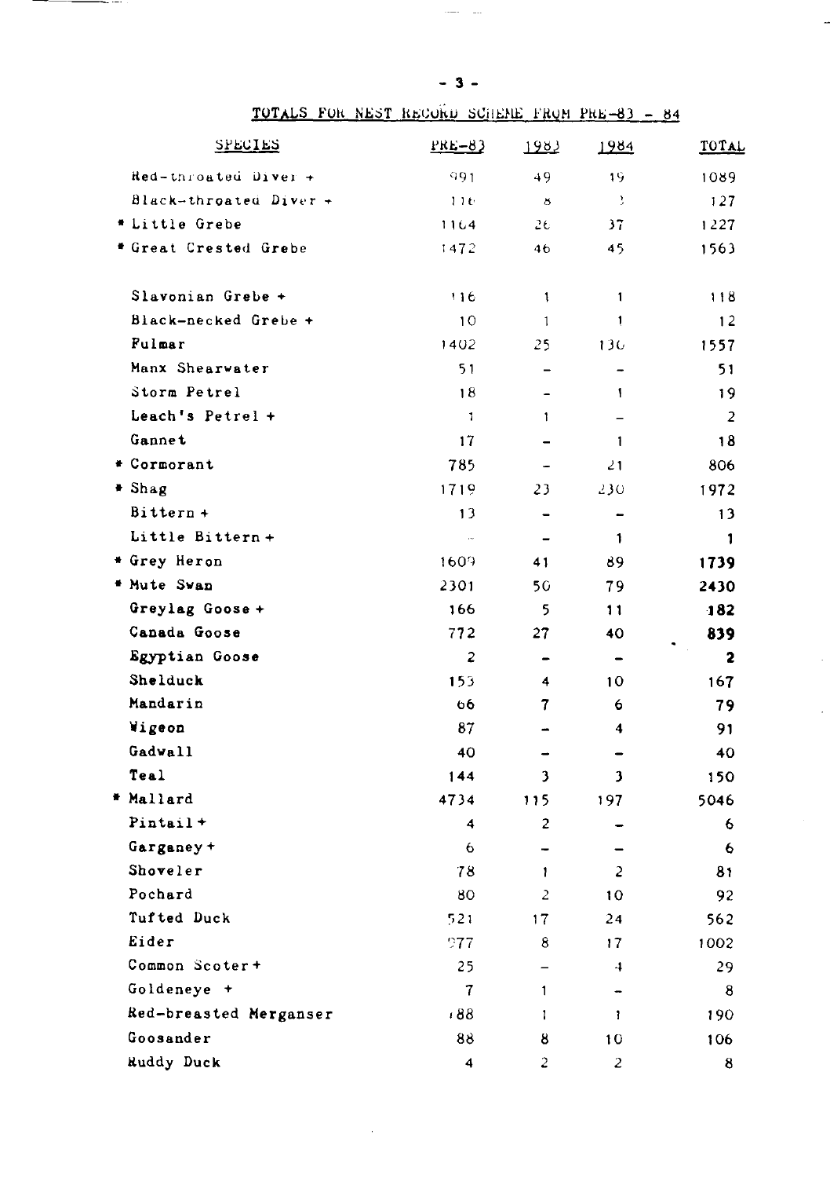## TOTALS FOR NEST RECORD SCHEME FROM PRE-83 - 84

| SPECIES | PRE-83 | 1983 | 1984 | TOTAL |
|---|---|---|---|---|
| Red-throated Diver + | 991 | 49 | 19 | 1089 |
| Black-throated Diver + | 116 | 8 | 3 | 127 |
| * Little Grebe | 1164 | 26 | 37 | 1227 |
| * Great Crested Grebe | 1472 | 46 | 45 | 1563 |
| Slavonian Grebe + | 116 | 1 | 1 | 118 |
| Black-necked Grebe + | 10 | 1 | 1 | 12 |
| Fulmar | 1402 | 25 | 130 | 1557 |
| Manx Shearwater | 51 | - | - | 51 |
| Storm Petrel | 18 | - | 1 | 19 |
| Leach's Petrel + | 1 | 1 | - | 2 |
| Gannet | 17 | - | 1 | 18 |
| * Cormorant | 785 | - | 21 | 806 |
| * Shag | 1719 | 23 | 230 | 1972 |
| Bittern + | 13 | - | - | 13 |
| Little Bittern + | - | - | 1 | 1 |
| * Grey Heron | 1609 | 41 | 89 | 1739 |
| * Mute Swan | 2301 | 50 | 79 | 2430 |
| Greylag Goose + | 166 | 5 | 11 | 182 |
| Canada Goose | 772 | 27 | 40 | 839 |
| Egyptian Goose | 2 | - | - | 2 |
| Shelduck | 153 | 4 | 10 | 167 |
| Mandarin | 66 | 7 | 6 | 79 |
| Wigeon | 87 | - | 4 | 91 |
| Gadwall | 40 | - | - | 40 |
| Teal | 144 | 3 | 3 | 150 |
| * Mallard | 4734 | 115 | 197 | 5046 |
| Pintail + | 4 | 2 | - | 6 |
| Garganey + | 6 | - | - | 6 |
| Shoveler | 78 | 1 | 2 | 81 |
| Pochard | 80 | 2 | 10 | 92 |
| Tufted Duck | 521 | 17 | 24 | 562 |
| Eider | 977 | 8 | 17 | 1002 |
| Common Scoter + | 25 | - | 4 | 29 |
| Goldeneye + | 7 | 1 | - | 8 |
| Red-breasted Merganser | 188 | 1 | 1 | 190 |
| Goosander | 88 | 8 | 10 | 106 |
| Ruddy Duck | 4 | 2 | 2 | 8 |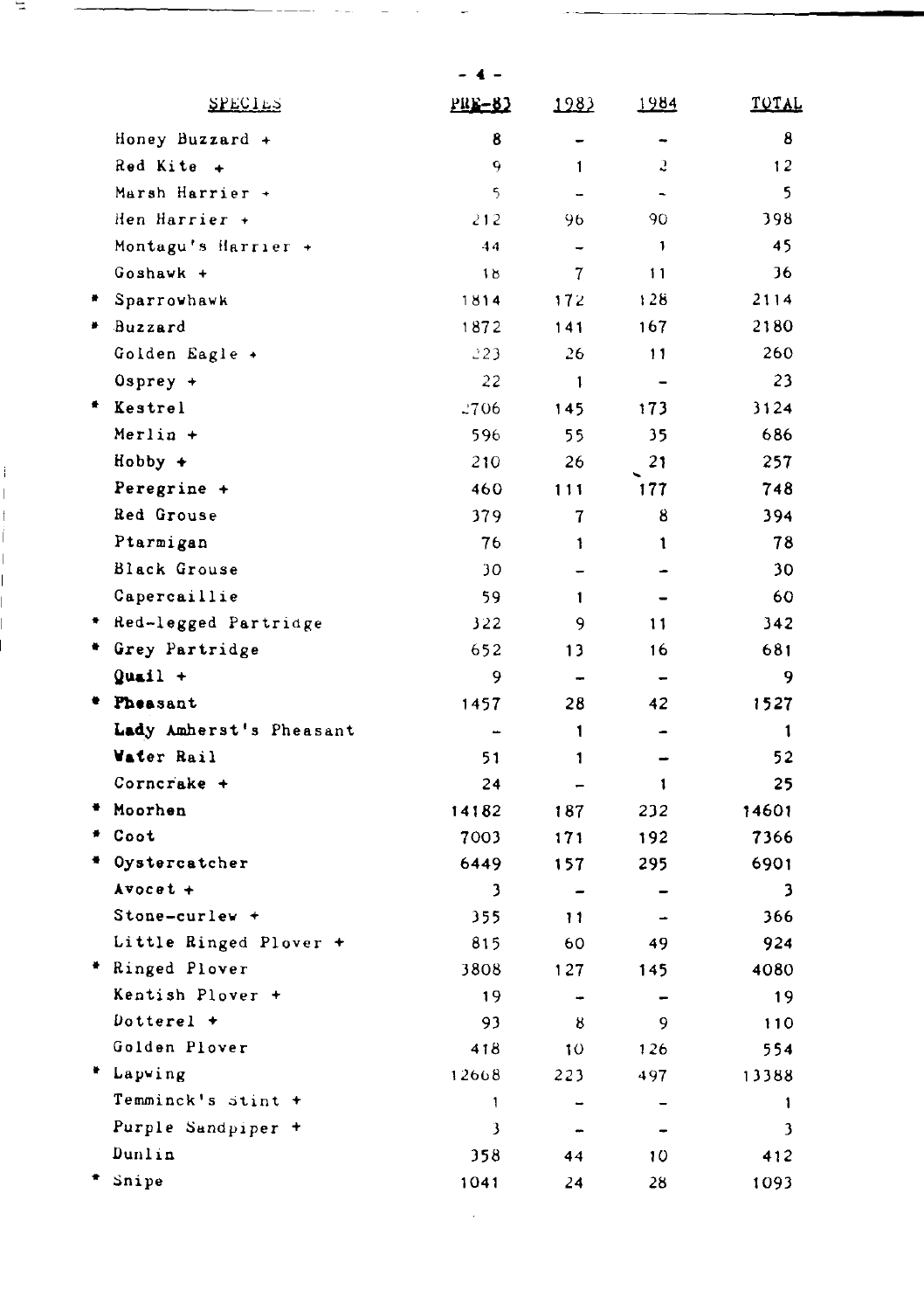| SPECIES | PRE-83 | 1983 | 1984 | TOTAL |
|---|---|---|---|---|
| Honey Buzzard + | 8 | - | - | 8 |
| Red Kite + | 9 | 1 | 2 | 12 |
| Marsh Harrier + | 5 | - | - | 5 |
| Hen Harrier + | 212 | 96 | 90 | 398 |
| Montagu's Harrier + | 44 | - | 1 | 45 |
| Goshawk + | 18 | 7 | 11 | 36 |
| * Sparrowhawk | 1814 | 172 | 128 | 2114 |
| * Buzzard | 1872 | 141 | 167 | 2180 |
| Golden Eagle + | 223 | 26 | 11 | 260 |
| Osprey + | 22 | 1 | - | 23 |
| * Kestrel | 2706 | 145 | 173 | 3124 |
| Merlin + | 596 | 55 | 35 | 686 |
| Hobby + | 210 | 26 | 21 | 257 |
| Peregrine + | 460 | 111 | 177 | 748 |
| Red Grouse | 379 | 7 | 8 | 394 |
| Ptarmigan | 76 | 1 | 1 | 78 |
| Black Grouse | 30 | - | - | 30 |
| Capercaillie | 59 | 1 | - | 60 |
| * Red-legged Partridge | 322 | 9 | 11 | 342 |
| * Grey Partridge | 652 | 13 | 16 | 681 |
| Quail + | 9 | - | - | 9 |
| * Pheasant | 1457 | 28 | 42 | 1527 |
| Lady Amherst's Pheasant | - | 1 | - | 1 |
| Water Rail | 51 | 1 | - | 52 |
| Corncrake + | 24 | - | 1 | 25 |
| * Moorhen | 14182 | 187 | 232 | 14601 |
| * Coot | 7003 | 171 | 192 | 7366 |
| * Oystercatcher | 6449 | 157 | 295 | 6901 |
| Avocet + | 3 | - | - | 3 |
| Stone-curlew + | 355 | 11 | - | 366 |
| Little Ringed Plover + | 815 | 60 | 49 | 924 |
| * Ringed Plover | 3808 | 127 | 145 | 4080 |
| Kentish Plover + | 19 | - | - | 19 |
| Dotterel + | 93 | 8 | 9 | 110 |
| Golden Plover | 418 | 10 | 126 | 554 |
| * Lapwing | 12668 | 223 | 497 | 13388 |
| Temminck's Stint + | 1 | - | - | 1 |
| Purple Sandpiper + | 3 | - | - | 3 |
| Dunlin | 358 | 44 | 10 | 412 |
| * Snipe | 1041 | 24 | 28 | 1093 |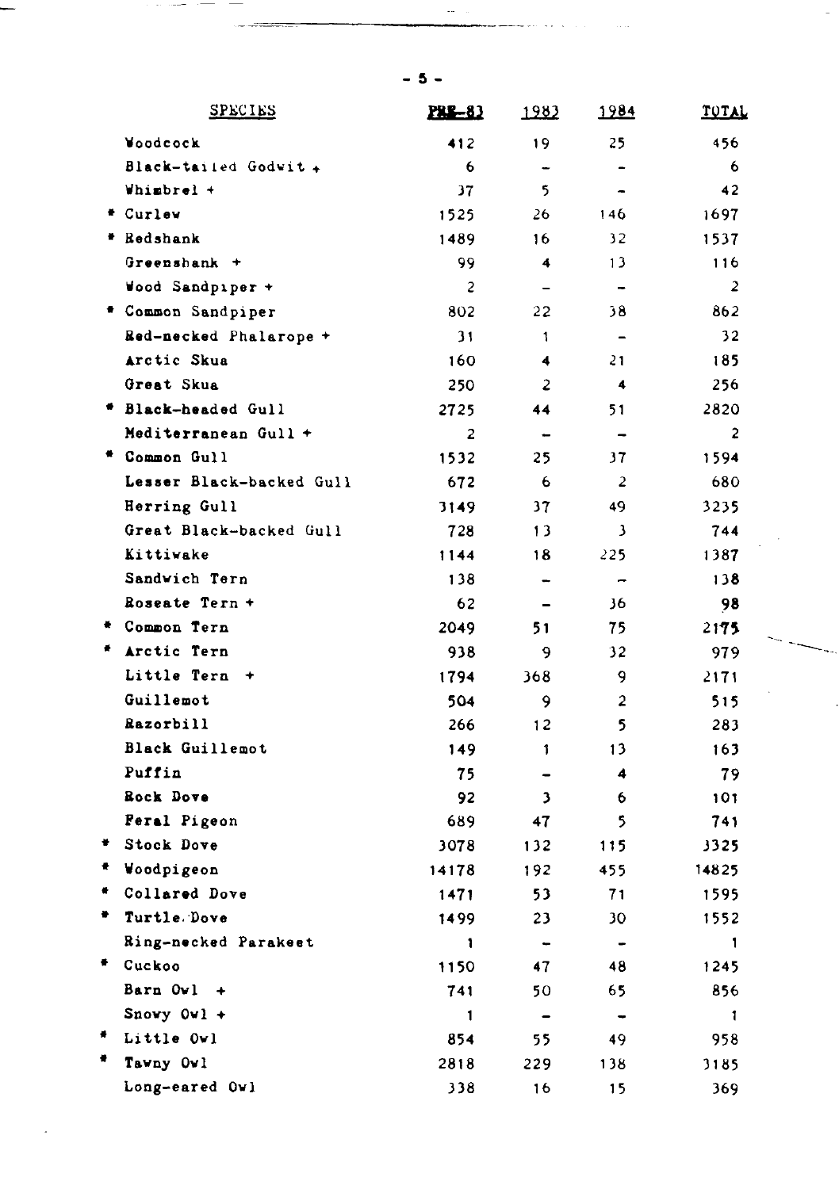| SPECIES | PRE-83 | 1983 | 1984 | TOTAL |
|---|---|---|---|---|
| Woodcock | 412 | 19 | 25 | 456 |
| Black-tailed Godwit + | 6 | - | - | 6 |
| Whimbrel + | 37 | 5 | - | 42 |
| * Curlew | 1525 | 26 | 146 | 1697 |
| * Redshank | 1489 | 16 | 32 | 1537 |
| Greenshank + | 99 | 4 | 13 | 116 |
| Wood Sandpiper + | 2 | - | - | 2 |
| * Common Sandpiper | 802 | 22 | 38 | 862 |
| Red-necked Phalarope + | 31 | 1 | - | 32 |
| Arctic Skua | 160 | 4 | 21 | 185 |
| Great Skua | 250 | 2 | 4 | 256 |
| * Black-headed Gull | 2725 | 44 | 51 | 2820 |
| Mediterranean Gull + | 2 | - | - | 2 |
| * Common Gull | 1532 | 25 | 37 | 1594 |
| Lesser Black-backed Gull | 672 | 6 | 2 | 680 |
| Herring Gull | 3149 | 37 | 49 | 3235 |
| Great Black-backed Gull | 728 | 13 | 3 | 744 |
| Kittiwake | 1144 | 18 | 225 | 1387 |
| Sandwich Tern | 138 | - | - | 138 |
| Roseate Tern + | 62 | - | 36 | 98 |
| * Common Tern | 2049 | 51 | 75 | 2175 |
| * Arctic Tern | 938 | 9 | 32 | 979 |
| Little Tern + | 1794 | 368 | 9 | 2171 |
| Guillemot | 504 | 9 | 2 | 515 |
| Razorbill | 266 | 12 | 5 | 283 |
| Black Guillemot | 149 | 1 | 13 | 163 |
| Puffin | 75 | - | 4 | 79 |
| Rock Dove | 92 | 3 | 6 | 101 |
| Feral Pigeon | 689 | 47 | 5 | 741 |
| * Stock Dove | 3078 | 132 | 115 | 3325 |
| * Woodpigeon | 14178 | 192 | 455 | 14825 |
| * Collared Dove | 1471 | 53 | 71 | 1595 |
| * Turtle Dove | 1499 | 23 | 30 | 1552 |
| Ring-necked Parakeet | 1 | - | - | 1 |
| * Cuckoo | 1150 | 47 | 48 | 1245 |
| Barn Owl + | 741 | 50 | 65 | 856 |
| Snowy Owl + | 1 | - | - | 1 |
| * Little Owl | 854 | 55 | 49 | 958 |
| * Tawny Owl | 2818 | 229 | 138 | 3185 |
| Long-eared Owl | 338 | 16 | 15 | 369 |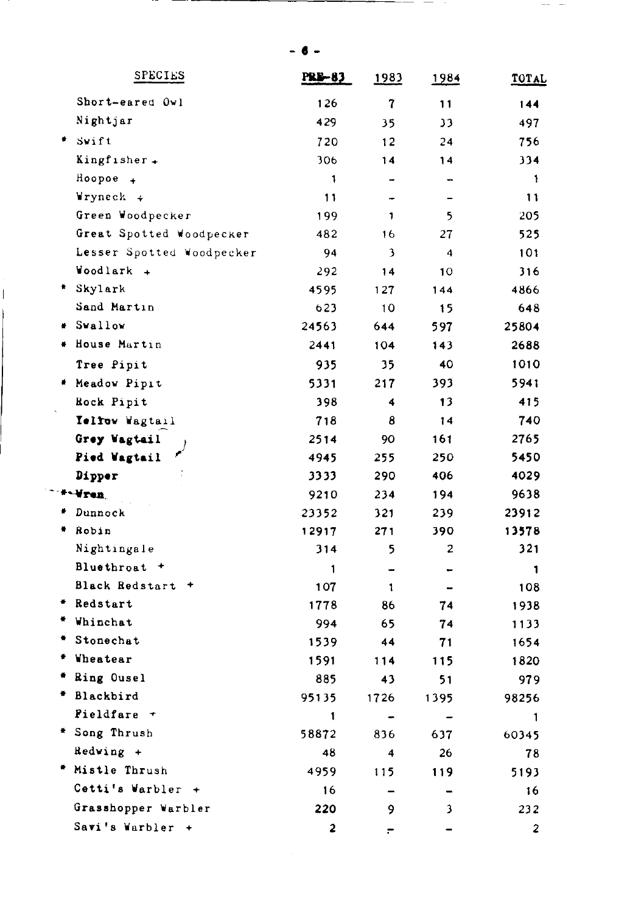| SPECIES | PRE-83 | 1983 | 1984 | TOTAL |
|---|---|---|---|---|
| Short-eared Owl | 126 | 7 | 11 | 144 |
| Nightjar | 429 | 35 | 33 | 497 |
| * Swift | 720 | 12 | 24 | 756 |
| Kingfisher + | 306 | 14 | 14 | 334 |
| Hoopoe + | 1 | - | - | 1 |
| Wryneck + | 11 | - | - | 11 |
| Green Woodpecker | 199 | 1 | 5 | 205 |
| Great Spotted Woodpecker | 482 | 16 | 27 | 525 |
| Lesser Spotted Woodpecker | 94 | 3 | 4 | 101 |
| Woodlark + | 292 | 14 | 10 | 316 |
| * Skylark | 4595 | 127 | 144 | 4866 |
| Sand Martin | 623 | 10 | 15 | 648 |
| * Swallow | 24563 | 644 | 597 | 25804 |
| * House Martin | 2441 | 104 | 143 | 2688 |
| Tree Pipit | 935 | 35 | 40 | 1010 |
| * Meadow Pipit | 5331 | 217 | 393 | 5941 |
| Rock Pipit | 398 | 4 | 13 | 415 |
| Yellow Wagtail | 718 | 8 | 14 | 740 |
| Grey Wagtail | 2514 | 90 | 161 | 2765 |
| Pied Wagtail | 4945 | 255 | 250 | 5450 |
| Dipper | 3333 | 290 | 406 | 4029 |
| * Wren | 9210 | 234 | 194 | 9638 |
| * Dunnock | 23352 | 321 | 239 | 23912 |
| * Robin | 12917 | 271 | 390 | 13578 |
| Nightingale | 314 | 5 | 2 | 321 |
| Bluethroat + | 1 | - | - | 1 |
| Black Redstart + | 107 | 1 | - | 108 |
| * Redstart | 1778 | 86 | 74 | 1938 |
| * Whinchat | 994 | 65 | 74 | 1133 |
| * Stonechat | 1539 | 44 | 71 | 1654 |
| * Wheatear | 1591 | 114 | 115 | 1820 |
| * Ring Ousel | 885 | 43 | 51 | 979 |
| * Blackbird | 95135 | 1726 | 1395 | 98256 |
| Fieldfare + | 1 | - | - | 1 |
| * Song Thrush | 58872 | 836 | 637 | 60345 |
| Redwing + | 48 | 4 | 26 | 78 |
| * Mistle Thrush | 4959 | 115 | 119 | 5193 |
| Cetti's Warbler + | 16 | - | - | 16 |
| Grasshopper Warbler | 220 | 9 | 3 | 232 |
| Savi's Warbler + | 2 | - | - | 2 |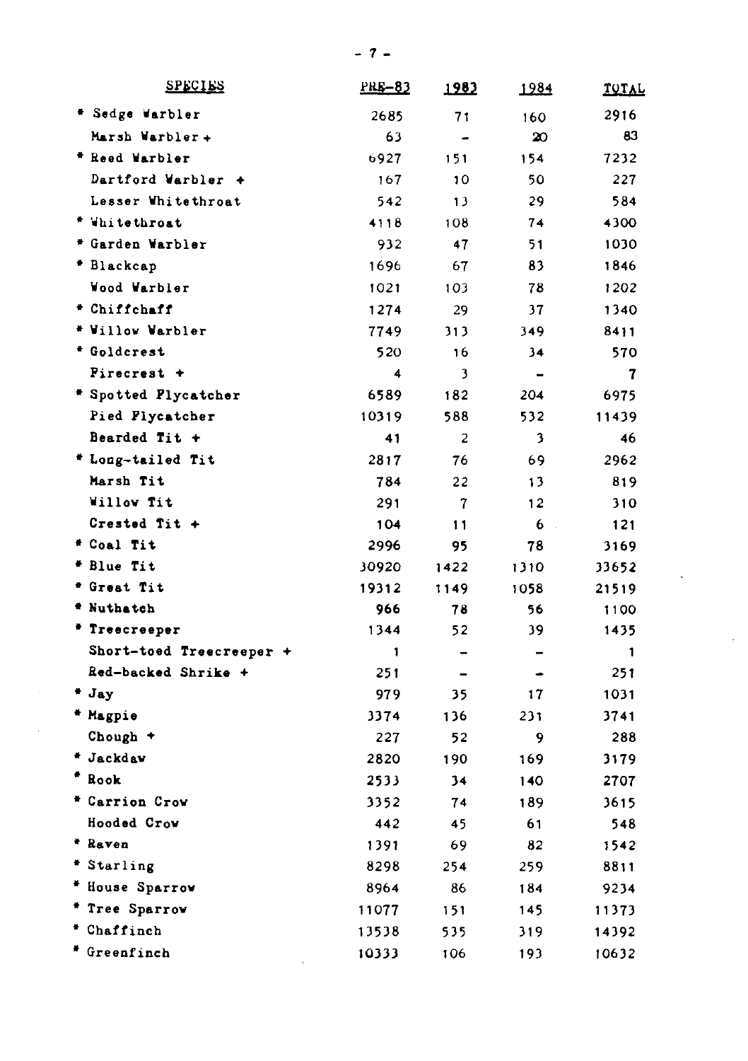| SPECIES | PRE-83 | 1983 | 1984 | TOTAL |
|---|---|---|---|---|
| * Sedge Warbler | 2685 | 71 | 160 | 2916 |
| Marsh Warbler + | 63 | - | 20 | 83 |
| * Reed Warbler | 6927 | 151 | 154 | 7232 |
| Dartford Warbler + | 167 | 10 | 50 | 227 |
| Lesser Whitethroat | 542 | 13 | 29 | 584 |
| * Whitethroat | 4118 | 108 | 74 | 4300 |
| * Garden Warbler | 932 | 47 | 51 | 1030 |
| * Blackcap | 1696 | 67 | 83 | 1846 |
| Wood Warbler | 1021 | 103 | 78 | 1202 |
| * Chiffchaff | 1274 | 29 | 37 | 1340 |
| * Willow Warbler | 7749 | 313 | 349 | 8411 |
| * Goldcrest | 520 | 16 | 34 | 570 |
| Firecrest + | 4 | 3 | - | 7 |
| * Spotted Flycatcher | 6589 | 182 | 204 | 6975 |
| Pied Flycatcher | 10319 | 588 | 532 | 11439 |
| Bearded Tit + | 41 | 2 | 3 | 46 |
| * Long-tailed Tit | 2817 | 76 | 69 | 2962 |
| Marsh Tit | 784 | 22 | 13 | 819 |
| Willow Tit | 291 | 7 | 12 | 310 |
| Crested Tit + | 104 | 11 | 6 | 121 |
| * Coal Tit | 2996 | 95 | 78 | 3169 |
| * Blue Tit | 30920 | 1422 | 1310 | 33652 |
| * Great Tit | 19312 | 1149 | 1058 | 21519 |
| * Nuthatch | 966 | 78 | 56 | 1100 |
| * Treecreeper | 1344 | 52 | 39 | 1435 |
| Short-toed Treecreeper + | 1 | - | - | 1 |
| Red-backed Shrike + | 251 | - | - | 251 |
| * Jay | 979 | 35 | 17 | 1031 |
| * Magpie | 3374 | 136 | 231 | 3741 |
| Chough + | 227 | 52 | 9 | 288 |
| * Jackdaw | 2820 | 190 | 169 | 3179 |
| * Rook | 2533 | 34 | 140 | 2707 |
| * Carrion Crow | 3352 | 74 | 189 | 3615 |
| Hooded Crow | 442 | 45 | 61 | 548 |
| * Raven | 1391 | 69 | 82 | 1542 |
| * Starling | 8298 | 254 | 259 | 8811 |
| * House Sparrow | 8964 | 86 | 184 | 9234 |
| * Tree Sparrow | 11077 | 151 | 145 | 11373 |
| * Chaffinch | 13538 | 535 | 319 | 14392 |
| * Greenfinch | 10333 | 106 | 193 | 10632 |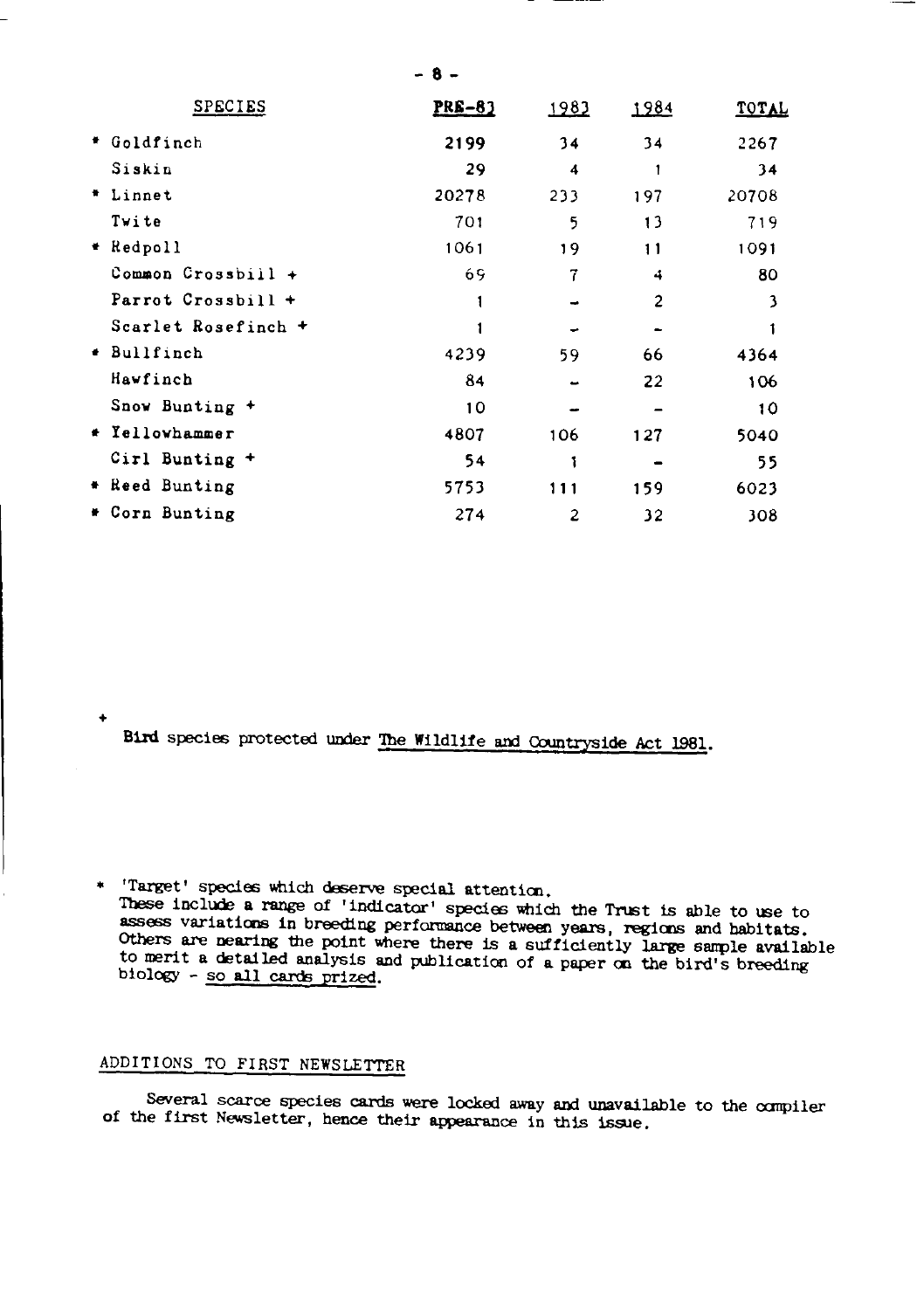| SPECIES | PRE-83 | 1983 | 1984 | TOTAL |
|---|---|---|---|---|
| * Goldfinch | 2199 | 34 | 34 | 2267 |
| Siskin | 29 | 4 | 1 | 34 |
| * Linnet | 20278 | 233 | 197 | 20708 |
| Twite | 701 | 5 | 13 | 719 |
| * Redpoll | 1061 | 19 | 11 | 1091 |
| Common Crossbill + | 69 | 7 | 4 | 80 |
| Parrot Crossbill + | 1 | - | 2 | 3 |
| Scarlet Rosefinch + | 1 | - | - | 1 |
| * Bullfinch | 4239 | 59 | 66 | 4364 |
| Hawfinch | 84 | - | 22 | 106 |
| Snow Bunting + | 10 | - | - | 10 |
| * Yellowhammer | 4807 | 106 | 127 | 5040 |
| Cirl Bunting + | 54 | 1 | - | 55 |
| * Reed Bunting | 5753 | 111 | 159 | 6023 |
| * Corn Bunting | 274 | 2 | 32 | 308 |

+ Bird species protected under The Wildlife and Countryside Act 1981.

* 'Target' species which deserve special attention. These include a range of 'indicator' species which the Trust is able to use to assess variations in breeding performance between years, regions and habitats. Others are nearing the point where there is a sufficiently large sample available to merit a detailed analysis and publication of a paper on the bird's breeding biology - so all cards prized.

## ADDITIONS TO FIRST NEWSLETTER

Several scarce species cards were locked away and unavailable to the compiler of the first Newsletter, hence their appearance in this issue.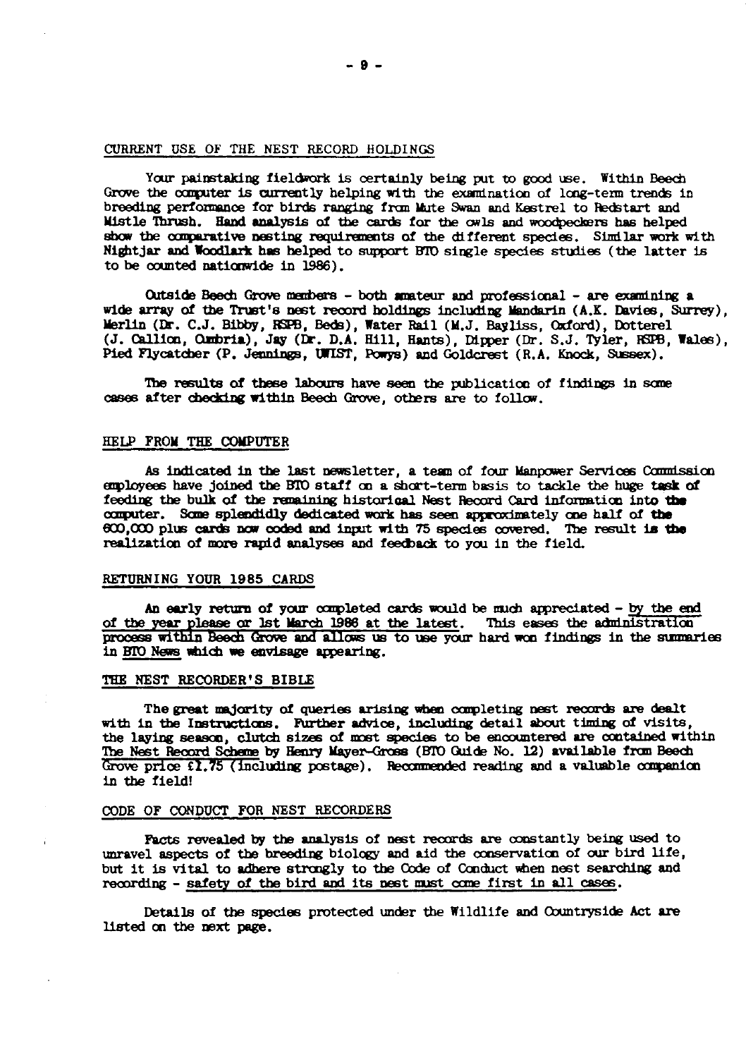## CURRENT USE OF THE NEST RECORD HOLDINGS

Your painstaking fieldwork is certainly being put to good use. Within Beech Grove the computer is currently helping with the examination of long-term trends in breeding performance for birds ranging from Mute Swan and Kestrel to Redstart and Mistle Thrush. Hand analysis of the cards for the owls and woodpeckers has helped show the comparative nesting requirements of the different species. Similar work with Nightjar and Woodlark has helped to support BTO single species studies (the latter is to be counted nationwide in 1986).

Outside Beech Grove members - both amateur and professional - are examining a wide array of the Trust's nest record holdings including Mandarin (A.K. Davies, Surrey), Merlin (Dr. C.J. Bibby, RSPB, Beds), Water Rail (M.J. Bayliss, Oxford), Dotterel (J. Callion, Cumbria), Jay (Dr. D.A. Hill, Hants), Dipper (Dr. S.J. Tyler, RSPB, Wales), Pied Flycatcher (P. Jennings, UWIST, Powys) and Goldcrest (R.A. Knock, Sussex).

The results of these labours have seen the publication of findings in some cases after checking within Beech Grove, others are to follow.

## HELP FROM THE COMPUTER

As indicated in the last newsletter, a team of four Manpower Services Commission employees have joined the BTO staff on a short-term basis to tackle the huge task of feeding the bulk of the remaining historical Nest Record Card information into the computer. Some splendidly dedicated work has seen approximately one half of the 600,000 plus cards now coded and input with 75 species covered. The result is the realization of more rapid analyses and feedback to you in the field.

## RETURNING YOUR 1985 CARDS

An early return of your completed cards would be much appreciated - by the end of the year please or 1st March 1986 at the latest. This eases the administration process within Beech Grove and allows us to use your hard won findings in the summaries in BTO News which we envisage appearing.

## THE NEST RECORDER'S BIBLE

The great majority of queries arising when completing nest records are dealt with in the Instructions. Further advice, including detail about timing of visits, the laying season, clutch sizes of most species to be encountered are contained within The Nest Record Scheme by Henry Mayer-Gross (BTO Guide No. 12) available from Beech Grove price £1.75 (including postage). Recommended reading and a valuable companion in the field!

## CODE OF CONDUCT FOR NEST RECORDERS

Facts revealed by the analysis of nest records are constantly being used to unravel aspects of the breeding biology and aid the conservation of our bird life, but it is vital to adhere strongly to the Code of Conduct when nest searching and recording - safety of the bird and its nest must come first in all cases.

Details of the species protected under the Wildlife and Countryside Act are listed on the next page.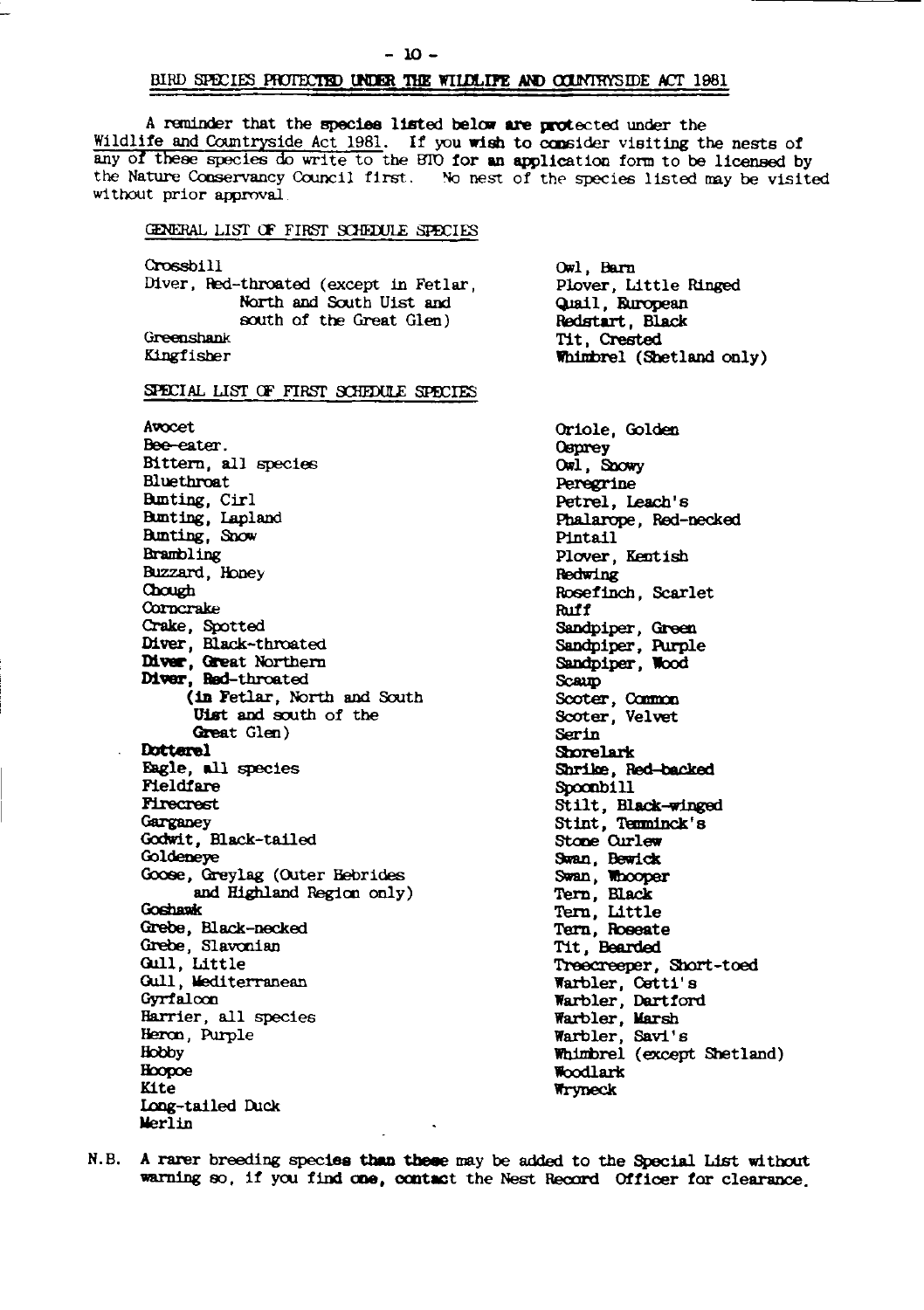## BIRD SPECIES PROTECTED UNDER THE WILDLIFE AND COUNTRYSIDE ACT 1981

A reminder that the species listed below are protected under the Wildlife and Countryside Act 1981. If you wish to consider visiting the nests of any of these species do write to the BTO for an application form to be licensed by the Nature Conservancy Council first. No nest of the species listed may be visited without prior approval.

### GENERAL LIST OF FIRST SCHEDULE SPECIES

- Crossbill
- Diver, Red-throated (except in Fetlar, North and South Uist and south of the Great Glen)
- Greenshank
- Kingfisher
- Owl, Barn
- Plover, Little Ringed
- Quail, European
- Redstart, Black
- Tit, Crested
- Whimbrel (Shetland only)

### SPECIAL LIST OF FIRST SCHEDULE SPECIES

- Avocet
- Bee-eater.
- Bittern, all species
- Bluethroat
- Bunting, Cirl
- Bunting, Lapland
- Bunting, Snow
- Brambling
- Buzzard, Honey
- Chough
- Corncrake
- Crake, Spotted
- Diver, Black-throated
- Diver, Great Northern
- Diver, Red-throated (in Fetlar, North and South Uist and south of the Great Glen)
- Dotterel
- Eagle, all species
- Fieldfare
- Firecrest
- Garganey
- Godwit, Black-tailed
- Goldeneye
- Goose, Greylag (Outer Hebrides and Highland Region only)
- Goshawk
- Grebe, Black-necked
- Grebe, Slavonian
- Gull, Little
- Gull, Mediterranean
- Gyrfalcon
- Harrier, all species
- Heron, Purple
- Hobby
- Hoopoe
- Kite
- Long-tailed Duck
- Merlin
- Oriole, Golden
- Osprey
- Owl, Snowy
- Peregrine
- Petrel, Leach's
- Phalarope, Red-necked
- Pintail
- Plover, Kentish
- Redwing
- Rosefinch, Scarlet
- Ruff
- Sandpiper, Green
- Sandpiper, Purple
- Sandpiper, Wood
- Scaup
- Scoter, Common
- Scoter, Velvet
- Serin
- Shorelark
- Shrike, Red-backed
- Spoonbill
- Stilt, Black-winged
- Stint, Temminck's
- Stone Curlew
- Swan, Bewick
- Swan, Whooper
- Tern, Black
- Tern, Little
- Tern, Roseate
- Tit, Bearded
- Treecreeper, Short-toed
- Warbler, Cetti's
- Warbler, Dartford
- Warbler, Marsh
- Warbler, Savi's
- Whimbrel (except Shetland)
- Woodlark
- Wryneck

N.B. A rarer breeding species than these may be added to the Special List without warning so, if you find one, contact the Nest Record Officer for clearance.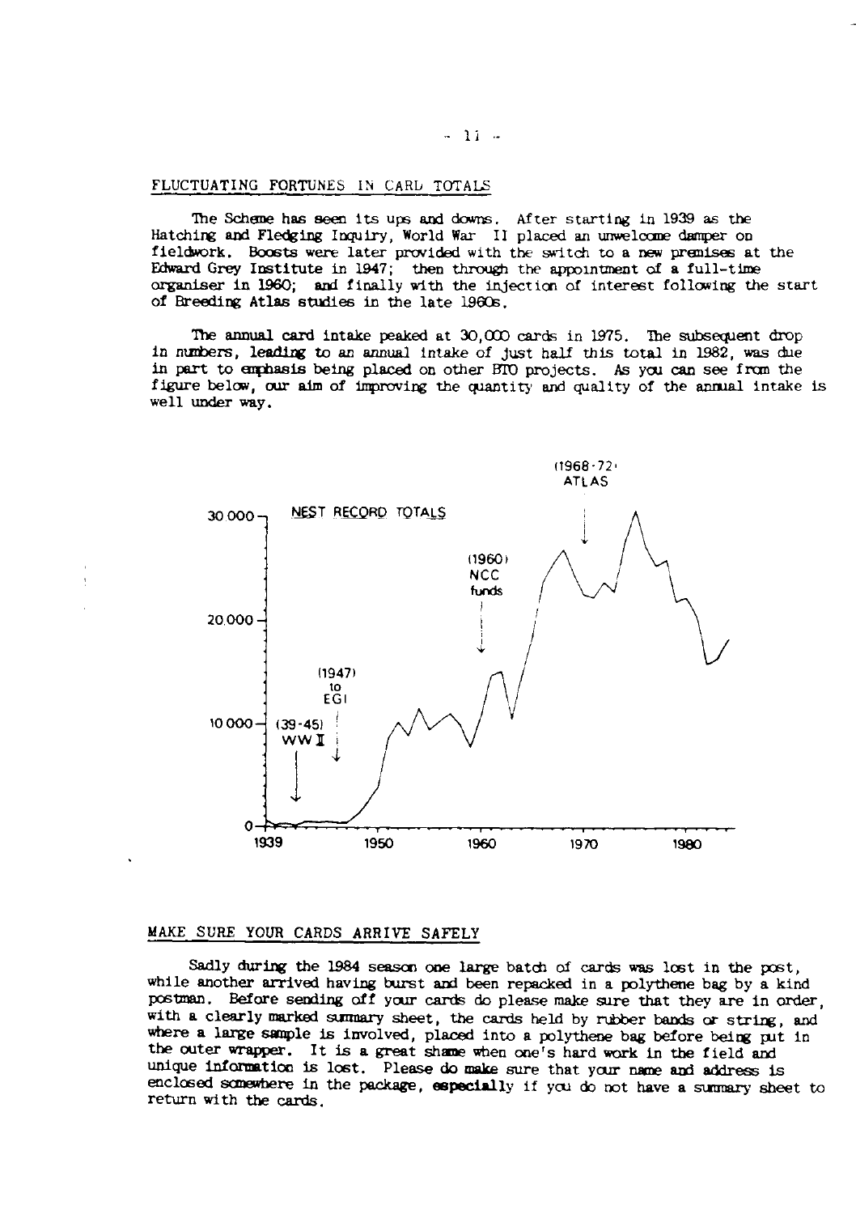## FLUCTUATING FORTUNES IN CARD TOTALS

The Scheme has seen its ups and downs. After starting in 1939 as the Hatching and Fledging Inquiry, World War II placed an unwelcome damper on fieldwork. Boosts were later provided with the switch to a new premises at the Edward Grey Institute in 1947; then through the appointment of a full-time organiser in 1960; and finally with the injection of interest following the start of Breeding Atlas studies in the late 1960s.

The annual card intake peaked at 30,000 cards in 1975. The subsequent drop in numbers, leading to an annual intake of just half this total in 1982, was due in part to emphasis being placed on other BTO projects. As you can see from the figure below, our aim of improving the quantity and quality of the annual intake is well under way.

NEST RECORD TOTALS

## MAKE SURE YOUR CARDS ARRIVE SAFELY

Sadly during the 1984 season one large batch of cards was lost in the post, while another arrived having burst and been repacked in a polythene bag by a kind postman. Before sending off your cards do please make sure that they are in order, with a clearly marked summary sheet, the cards held by rubber bands or string, and where a large sample is involved, placed into a polythene bag before being put in the outer wrapper. It is a great shame when one's hard work in the field and unique information is lost. Please do make sure that your name and address is enclosed somewhere in the package, especially if you do not have a summary sheet to return with the cards.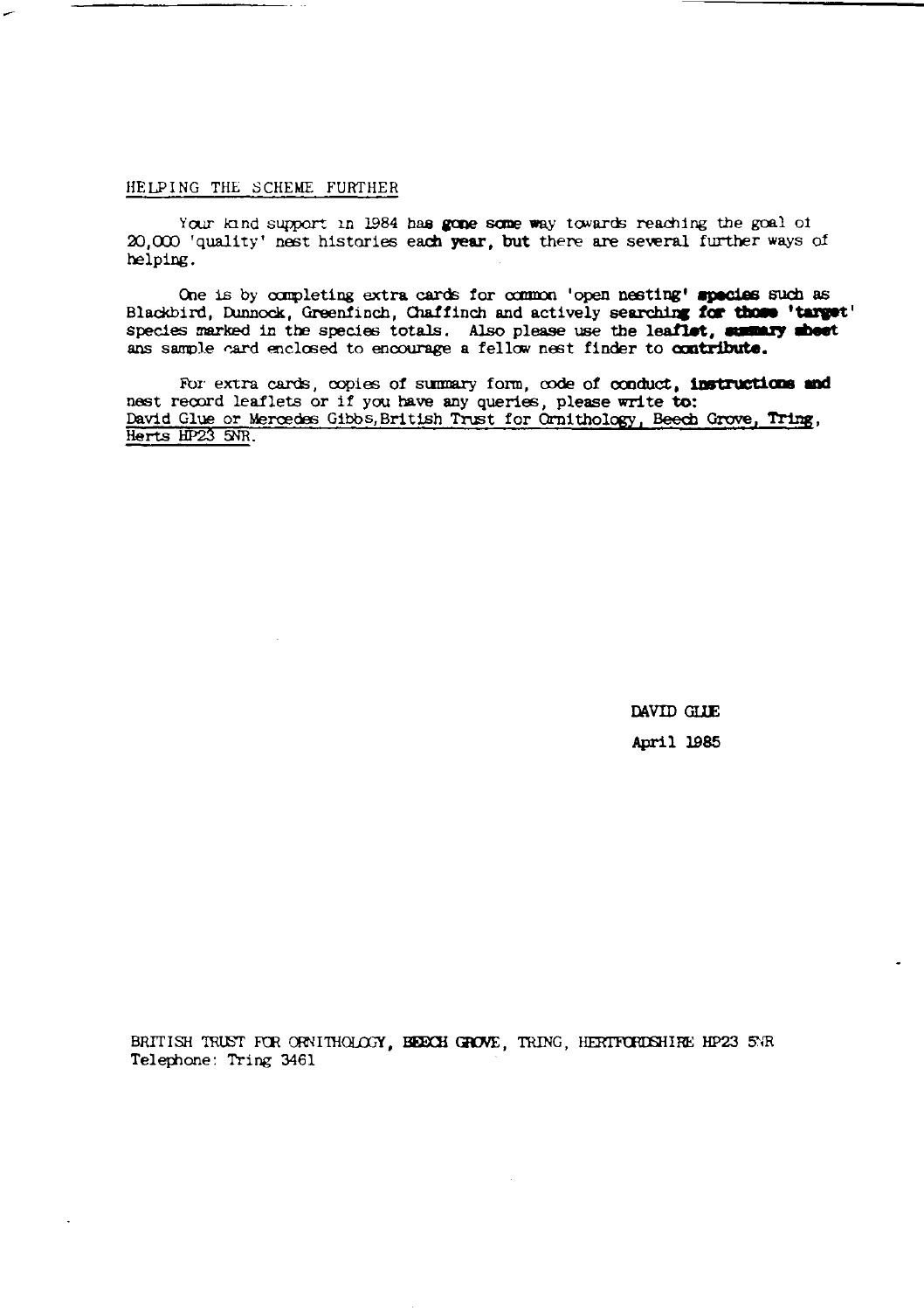## HELPING THE SCHEME FURTHER

Your kind support in 1984 has gone some way towards reaching the goal of 20,000 'quality' nest histories each year, but there are several further ways of helping.

One is by completing extra cards for common 'open nesting' species such as Blackbird, Dunnock, Greenfinch, Chaffinch and actively searching for those 'target' species marked in the species totals. Also please use the leaflet, summary sheet ans sample card enclosed to encourage a fellow nest finder to contribute.

For extra cards, copies of summary form, code of conduct, instructions and nest record leaflets or if you have any queries, please write to:
David Glue or Mercedes Gibbs, British Trust for Ornithology, Beech Grove, Tring, Herts HP23 5NR.

DAVID GLUE

April 1985

BRITISH TRUST FOR ORNITHOLOGY, BEECH GROVE, TRING, HERTFORDSHIRE HP23 5NR
Telephone: Tring 3461